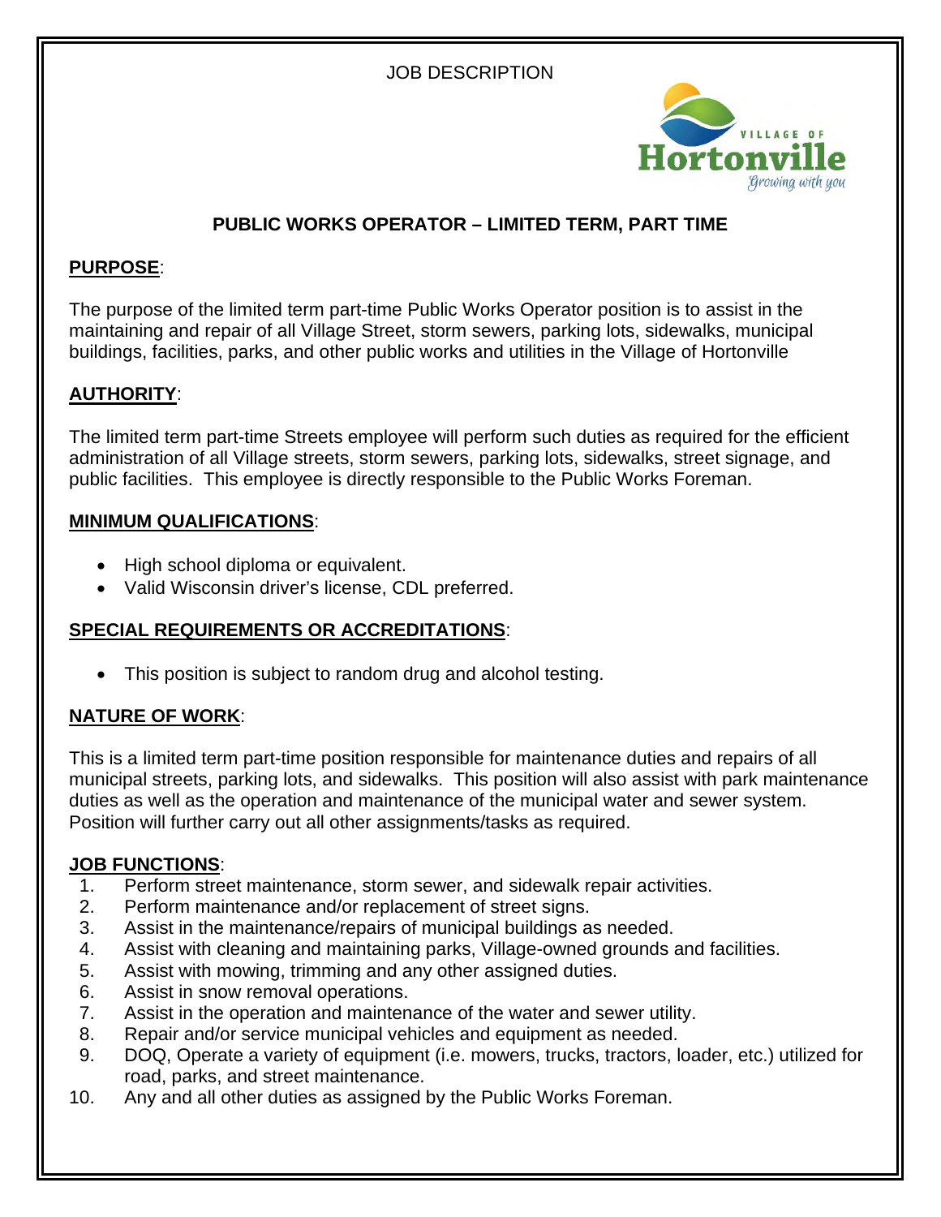JOB DESCRIPTION

# PUBLIC WORKS OPERATOR – LIMITED TERM, PART TIME

## PURPOSE:

The purpose of the limited term part-time Public Works Operator position is to assist in the maintaining and repair of all Village Street, storm sewers, parking lots, sidewalks, municipal buildings, facilities, parks, and other public works and utilities in the Village of Hortonville

## AUTHORITY:

The limited term part-time Streets employee will perform such duties as required for the efficient administration of all Village streets, storm sewers, parking lots, sidewalks, street signage, and public facilities. This employee is directly responsible to the Public Works Foreman.

## MINIMUM QUALIFICATIONS:

- High school diploma or equivalent.
- Valid Wisconsin driver's license, CDL preferred.

## SPECIAL REQUIREMENTS OR ACCREDITATIONS:

- This position is subject to random drug and alcohol testing.

## NATURE OF WORK:

This is a limited term part-time position responsible for maintenance duties and repairs of all municipal streets, parking lots, and sidewalks. This position will also assist with park maintenance duties as well as the operation and maintenance of the municipal water and sewer system. Position will further carry out all other assignments/tasks as required.

## JOB FUNCTIONS:

1. Perform street maintenance, storm sewer, and sidewalk repair activities.
2. Perform maintenance and/or replacement of street signs.
3. Assist in the maintenance/repairs of municipal buildings as needed.
4. Assist with cleaning and maintaining parks, Village-owned grounds and facilities.
5. Assist with mowing, trimming and any other assigned duties.
6. Assist in snow removal operations.
7. Assist in the operation and maintenance of the water and sewer utility.
8. Repair and/or service municipal vehicles and equipment as needed.
9. DOQ, Operate a variety of equipment (i.e. mowers, trucks, tractors, loader, etc.) utilized for road, parks, and street maintenance.
10. Any and all other duties as assigned by the Public Works Foreman.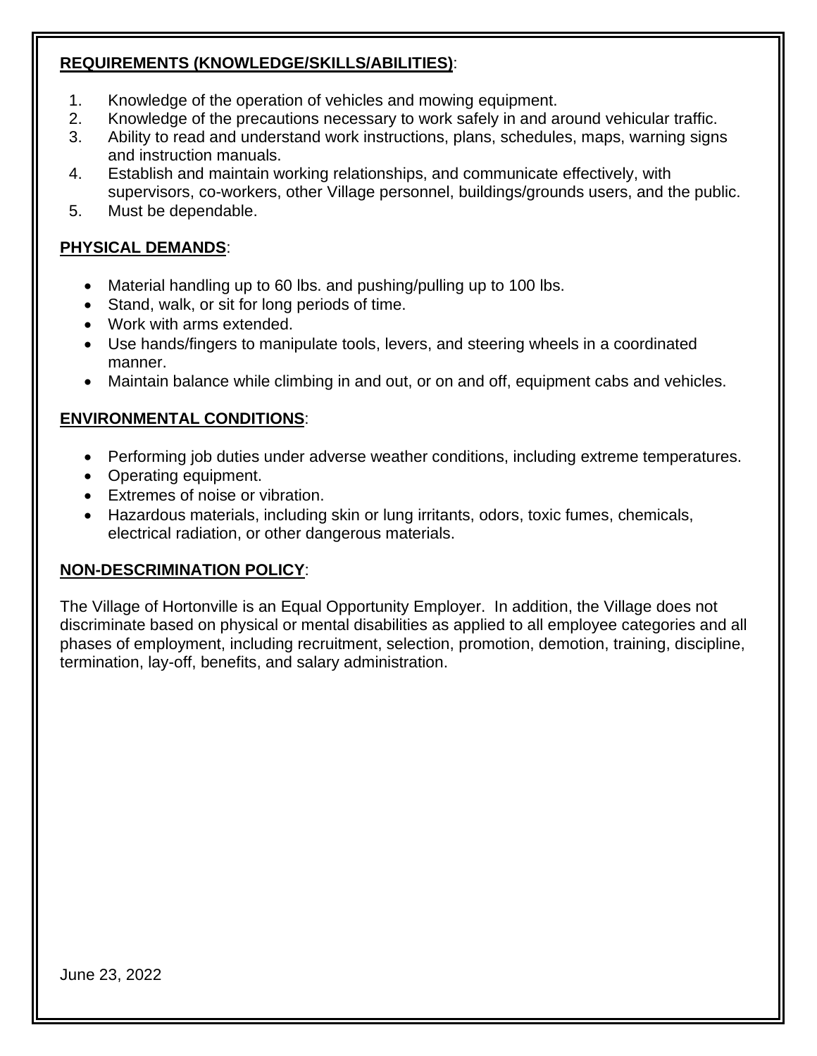**REQUIREMENTS (KNOWLEDGE/SKILLS/ABILITIES)**:

1. Knowledge of the operation of vehicles and mowing equipment.
2. Knowledge of the precautions necessary to work safely in and around vehicular traffic.
3. Ability to read and understand work instructions, plans, schedules, maps, warning signs and instruction manuals.
4. Establish and maintain working relationships, and communicate effectively, with supervisors, co-workers, other Village personnel, buildings/grounds users, and the public.
5. Must be dependable.

**PHYSICAL DEMANDS**:

- Material handling up to 60 lbs. and pushing/pulling up to 100 lbs.
- Stand, walk, or sit for long periods of time.
- Work with arms extended.
- Use hands/fingers to manipulate tools, levers, and steering wheels in a coordinated manner.
- Maintain balance while climbing in and out, or on and off, equipment cabs and vehicles.

**ENVIRONMENTAL CONDITIONS**:

- Performing job duties under adverse weather conditions, including extreme temperatures.
- Operating equipment.
- Extremes of noise or vibration.
- Hazardous materials, including skin or lung irritants, odors, toxic fumes, chemicals, electrical radiation, or other dangerous materials.

**NON-DESCRIMINATION POLICY**:

The Village of Hortonville is an Equal Opportunity Employer. In addition, the Village does not discriminate based on physical or mental disabilities as applied to all employee categories and all phases of employment, including recruitment, selection, promotion, demotion, training, discipline, termination, lay-off, benefits, and salary administration.

June 23, 2022